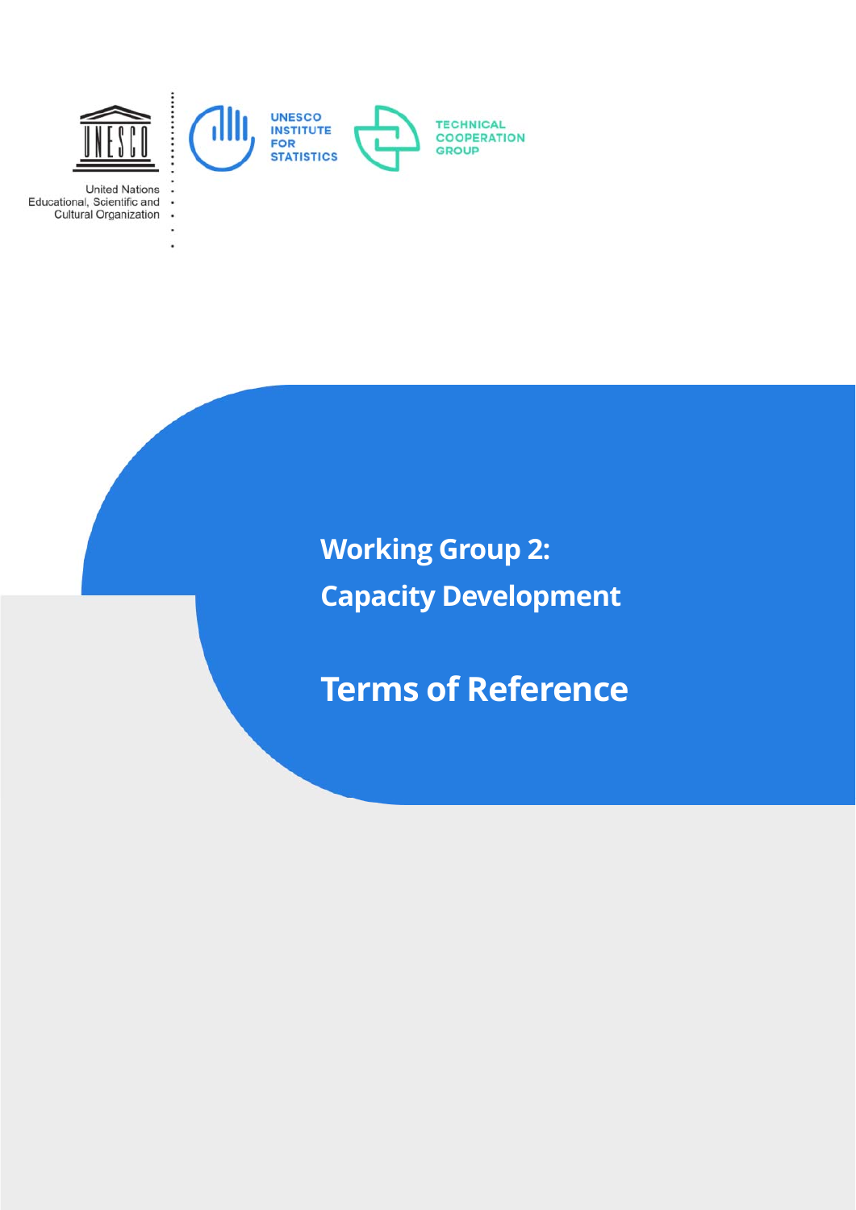UNESCO

United Nations
Educational, Scientific and
Cultural Organization

UNESCO INSTITUTE FOR STATISTICS

TECHNICAL COOPERATION GROUP

# Working Group 2: Capacity Development

# Terms of Reference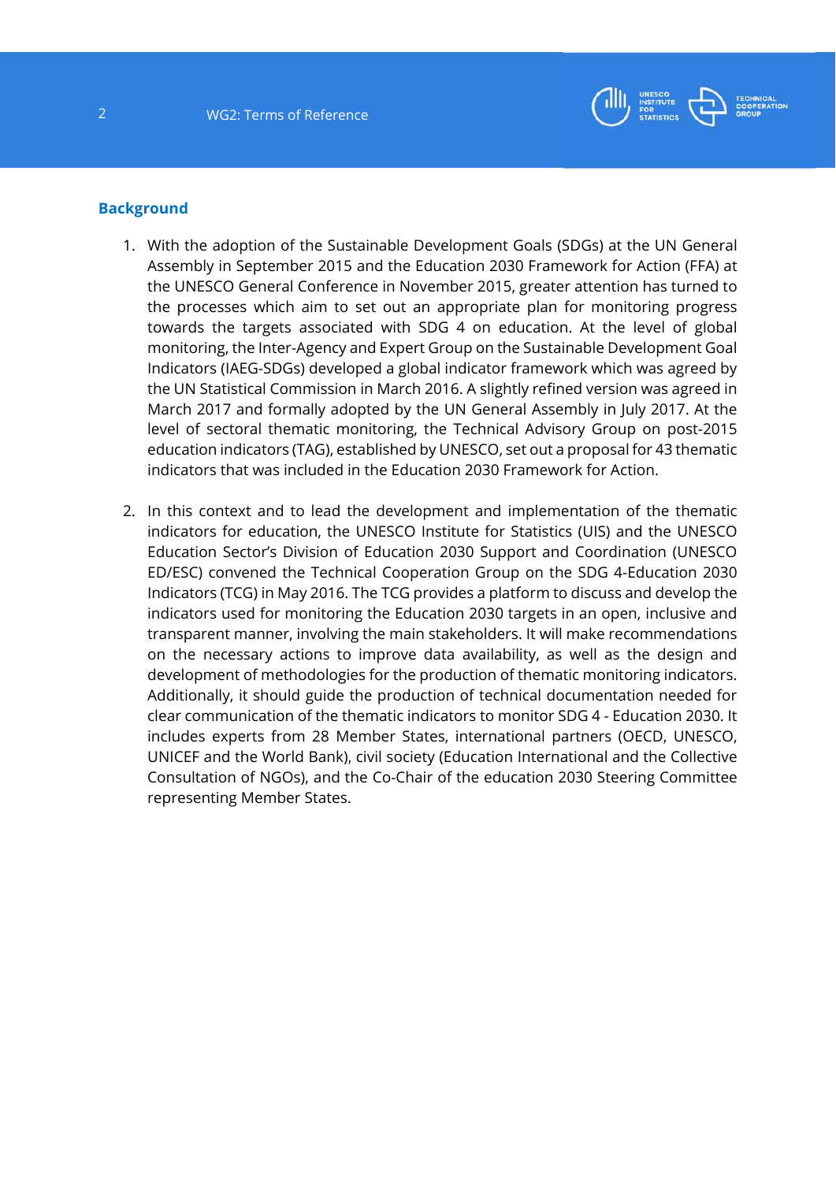## Background

1. With the adoption of the Sustainable Development Goals (SDGs) at the UN General Assembly in September 2015 and the Education 2030 Framework for Action (FFA) at the UNESCO General Conference in November 2015, greater attention has turned to the processes which aim to set out an appropriate plan for monitoring progress towards the targets associated with SDG 4 on education. At the level of global monitoring, the Inter-Agency and Expert Group on the Sustainable Development Goal Indicators (IAEG-SDGs) developed a global indicator framework which was agreed by the UN Statistical Commission in March 2016. A slightly refined version was agreed in March 2017 and formally adopted by the UN General Assembly in July 2017. At the level of sectoral thematic monitoring, the Technical Advisory Group on post-2015 education indicators (TAG), established by UNESCO, set out a proposal for 43 thematic indicators that was included in the Education 2030 Framework for Action.

2. In this context and to lead the development and implementation of the thematic indicators for education, the UNESCO Institute for Statistics (UIS) and the UNESCO Education Sector's Division of Education 2030 Support and Coordination (UNESCO ED/ESC) convened the Technical Cooperation Group on the SDG 4-Education 2030 Indicators (TCG) in May 2016. The TCG provides a platform to discuss and develop the indicators used for monitoring the Education 2030 targets in an open, inclusive and transparent manner, involving the main stakeholders. It will make recommendations on the necessary actions to improve data availability, as well as the design and development of methodologies for the production of thematic monitoring indicators. Additionally, it should guide the production of technical documentation needed for clear communication of the thematic indicators to monitor SDG 4 - Education 2030. It includes experts from 28 Member States, international partners (OECD, UNESCO, UNICEF and the World Bank), civil society (Education International and the Collective Consultation of NGOs), and the Co-Chair of the education 2030 Steering Committee representing Member States.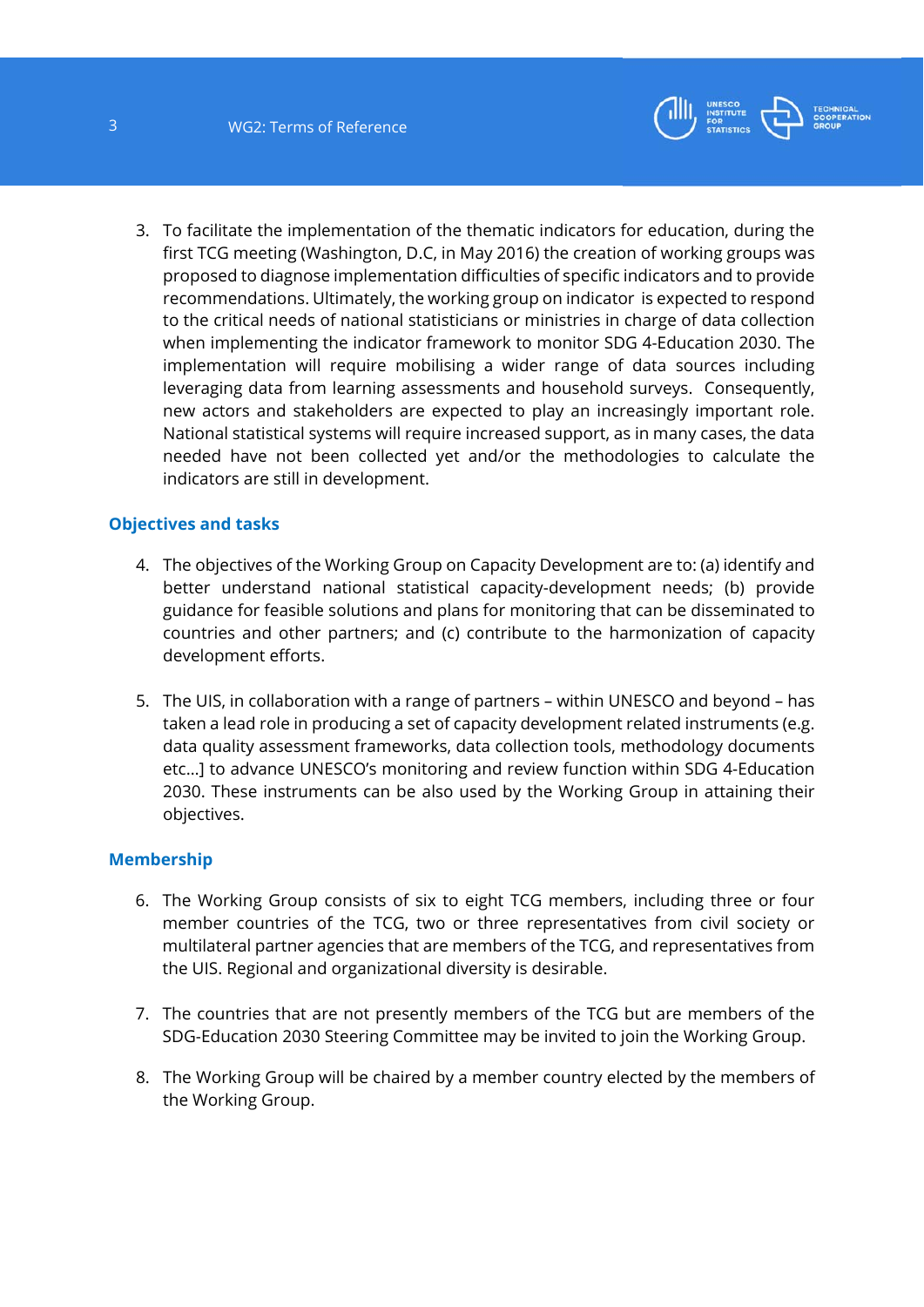3. To facilitate the implementation of the thematic indicators for education, during the first TCG meeting (Washington, D.C, in May 2016) the creation of working groups was proposed to diagnose implementation difficulties of specific indicators and to provide recommendations. Ultimately, the working group on indicator is expected to respond to the critical needs of national statisticians or ministries in charge of data collection when implementing the indicator framework to monitor SDG 4-Education 2030. The implementation will require mobilising a wider range of data sources including leveraging data from learning assessments and household surveys. Consequently, new actors and stakeholders are expected to play an increasingly important role. National statistical systems will require increased support, as in many cases, the data needed have not been collected yet and/or the methodologies to calculate the indicators are still in development.

## Objectives and tasks

4. The objectives of the Working Group on Capacity Development are to: (a) identify and better understand national statistical capacity-development needs; (b) provide guidance for feasible solutions and plans for monitoring that can be disseminated to countries and other partners; and (c) contribute to the harmonization of capacity development efforts.

5. The UIS, in collaboration with a range of partners – within UNESCO and beyond – has taken a lead role in producing a set of capacity development related instruments (e.g. data quality assessment frameworks, data collection tools, methodology documents etc...] to advance UNESCO's monitoring and review function within SDG 4-Education 2030. These instruments can be also used by the Working Group in attaining their objectives.

## Membership

6. The Working Group consists of six to eight TCG members, including three or four member countries of the TCG, two or three representatives from civil society or multilateral partner agencies that are members of the TCG, and representatives from the UIS. Regional and organizational diversity is desirable.

7. The countries that are not presently members of the TCG but are members of the SDG-Education 2030 Steering Committee may be invited to join the Working Group.

8. The Working Group will be chaired by a member country elected by the members of the Working Group.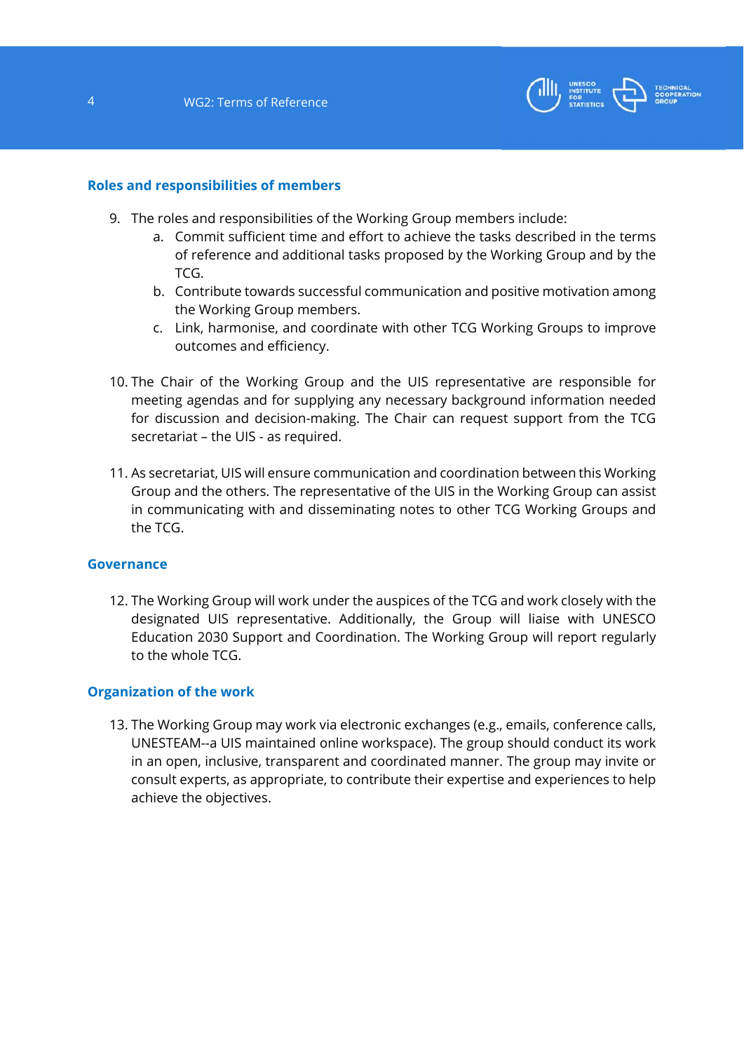## Roles and responsibilities of members

9. The roles and responsibilities of the Working Group members include:
    a. Commit sufficient time and effort to achieve the tasks described in the terms of reference and additional tasks proposed by the Working Group and by the TCG.
    b. Contribute towards successful communication and positive motivation among the Working Group members.
    c. Link, harmonise, and coordinate with other TCG Working Groups to improve outcomes and efficiency.

10. The Chair of the Working Group and the UIS representative are responsible for meeting agendas and for supplying any necessary background information needed for discussion and decision-making. The Chair can request support from the TCG secretariat – the UIS - as required.

11. As secretariat, UIS will ensure communication and coordination between this Working Group and the others. The representative of the UIS in the Working Group can assist in communicating with and disseminating notes to other TCG Working Groups and the TCG.

## Governance

12. The Working Group will work under the auspices of the TCG and work closely with the designated UIS representative. Additionally, the Group will liaise with UNESCO Education 2030 Support and Coordination. The Working Group will report regularly to the whole TCG.

## Organization of the work

13. The Working Group may work via electronic exchanges (e.g., emails, conference calls, UNESTEAM--a UIS maintained online workspace). The group should conduct its work in an open, inclusive, transparent and coordinated manner. The group may invite or consult experts, as appropriate, to contribute their expertise and experiences to help achieve the objectives.